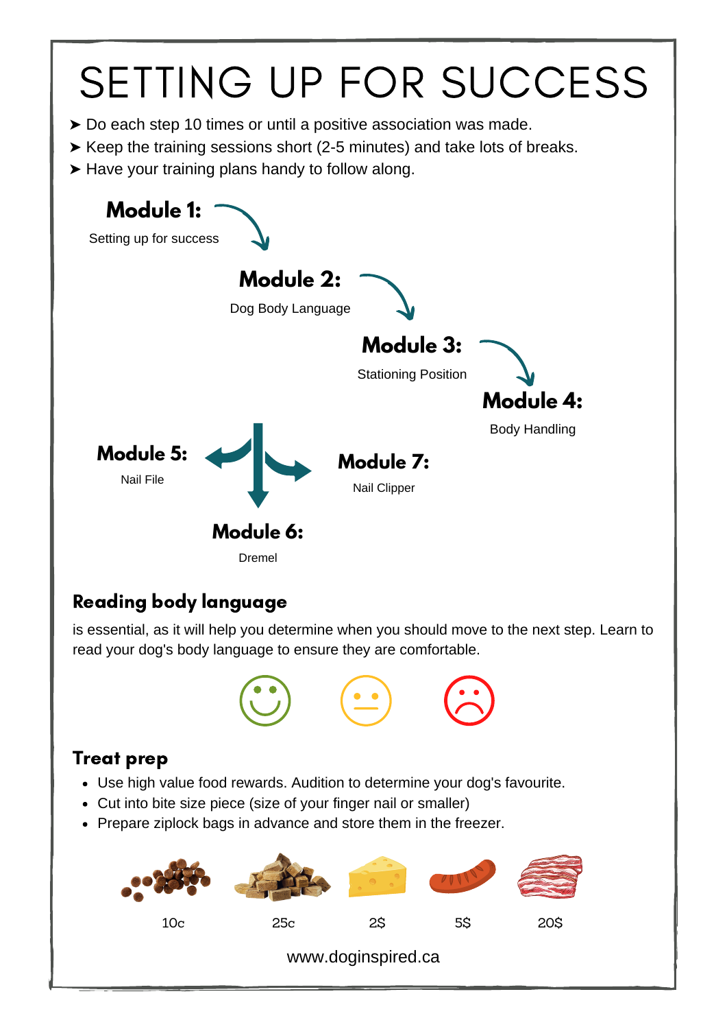# SETTING UP FOR SUCCESS

➤ Do each step 10 times or until a positive association was made.
➤ Keep the training sessions short (2-5 minutes) and take lots of breaks.
➤ Have your training plans handy to follow along.

**Module 1:**
Setting up for success

**Module 2:**
Dog Body Language

**Module 3:**
Stationing Position

**Module 4:**
Body Handling

**Module 5:**
Nail File

**Module 6:**
Dremel

**Module 7:**
Nail Clipper

## Reading body language

is essential, as it will help you determine when you should move to the next step. Learn to read your dog's body language to ensure they are comfortable.

## Treat prep

- Use high value food rewards. Audition to determine your dog's favourite.
- Cut into bite size piece (size of your finger nail or smaller)
- Prepare ziplock bags in advance and store them in the freezer.

10c 25c 2$ 5$ 20$

www.doginspired.ca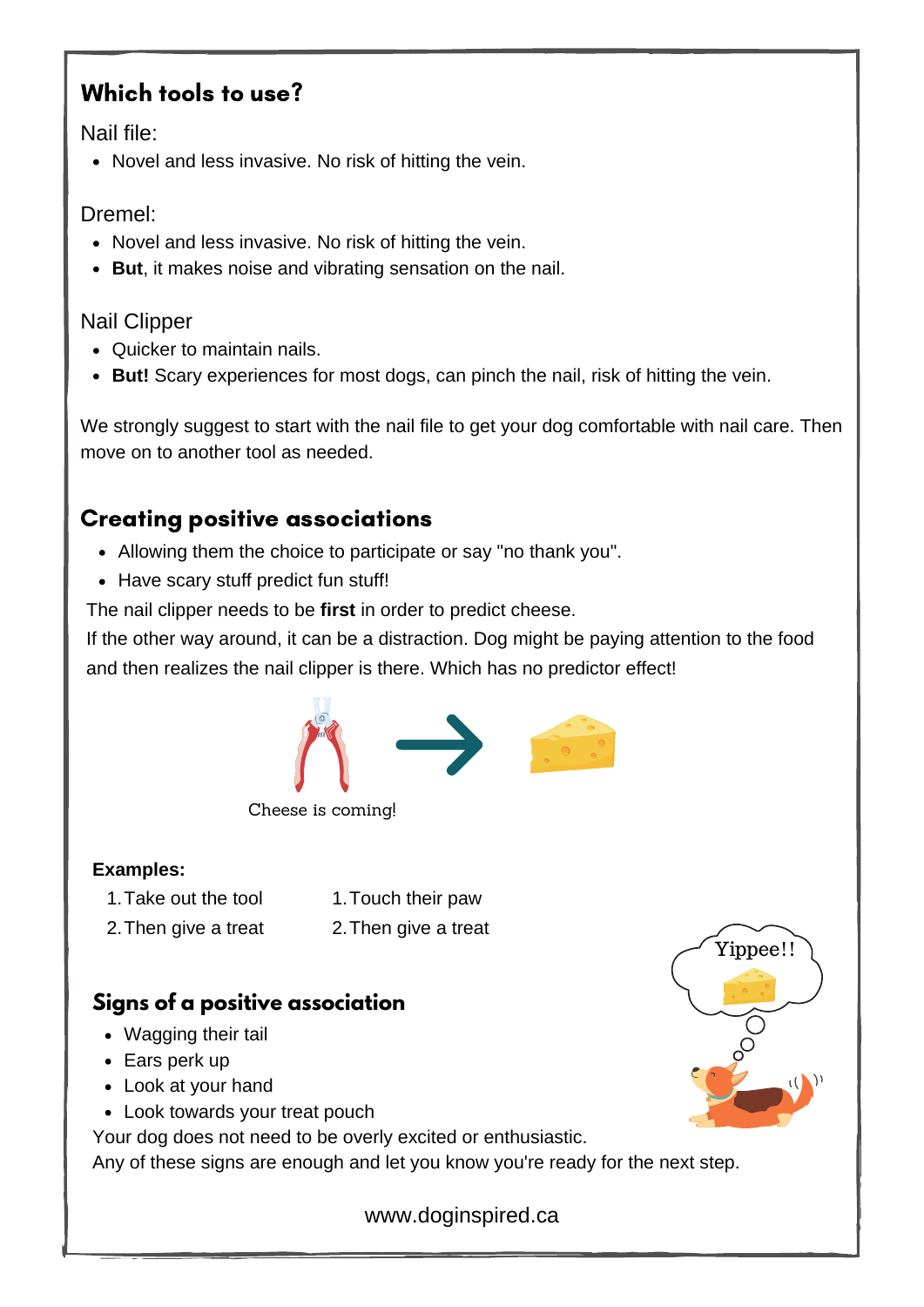## Which tools to use?

Nail file:

- Novel and less invasive. No risk of hitting the vein.

Dremel:

- Novel and less invasive. No risk of hitting the vein.
- **But**, it makes noise and vibrating sensation on the nail.

Nail Clipper

- Quicker to maintain nails.
- **But!** Scary experiences for most dogs, can pinch the nail, risk of hitting the vein.

We strongly suggest to start with the nail file to get your dog comfortable with nail care. Then move on to another tool as needed.

## Creating positive associations

- Allowing them the choice to participate or say "no thank you".
- Have scary stuff predict fun stuff!

The nail clipper needs to be **first** in order to predict cheese.

If the other way around, it can be a distraction. Dog might be paying attention to the food and then realizes the nail clipper is there. Which has no predictor effect!

Cheese is coming!

**Examples:**

1. Take out the tool
2. Then give a treat

1. Touch their paw
2. Then give a treat

Yippee!!

## Signs of a positive association

- Wagging their tail
- Ears perk up
- Look at your hand
- Look towards your treat pouch

Your dog does not need to be overly excited or enthusiastic.

Any of these signs are enough and let you know you're ready for the next step.

www.doginspired.ca